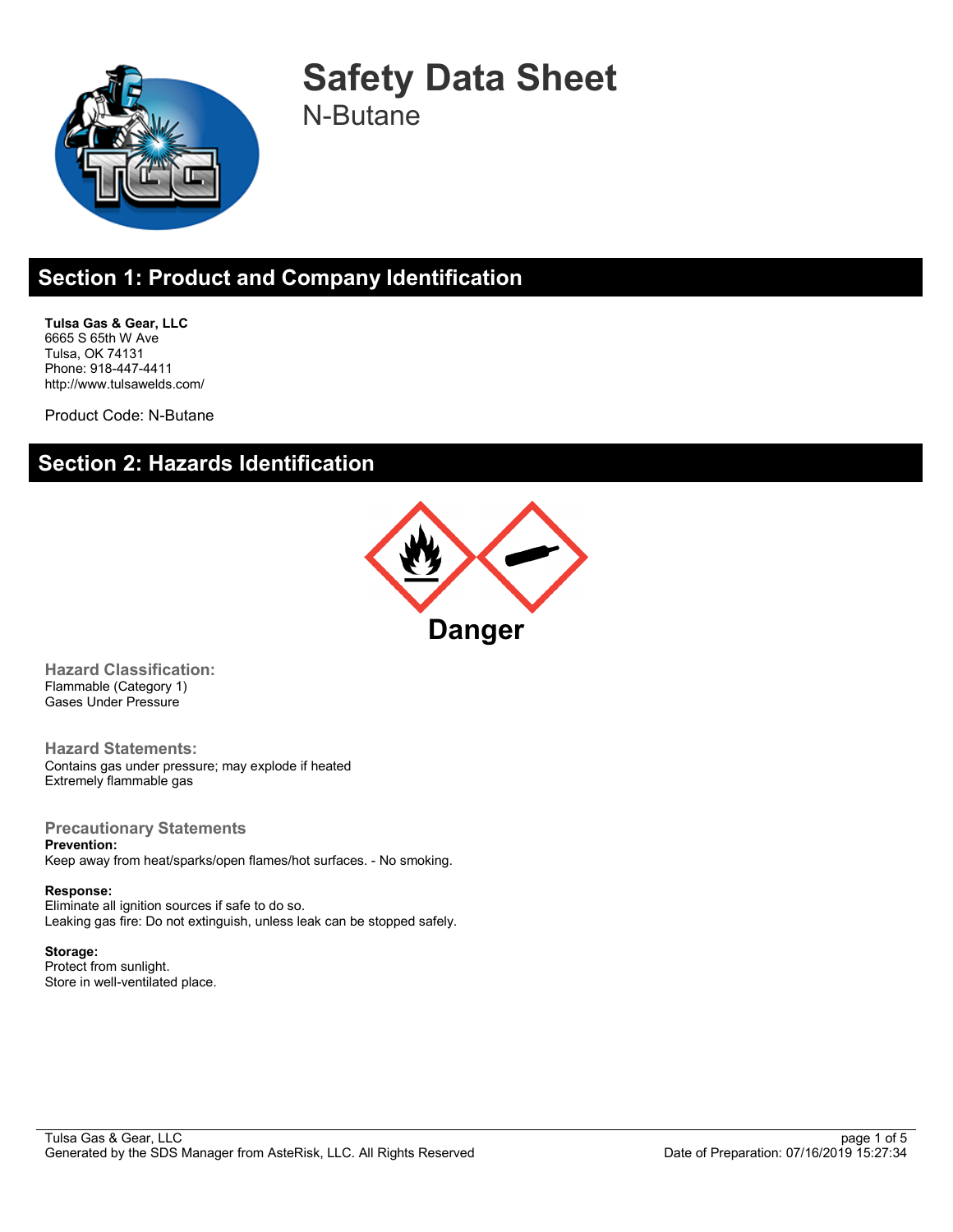# Safety Data Sheet

N-Butane

## Section 1: Product and Company Identification

**Tulsa Gas & Gear, LLC**
6665 S 65th W Ave
Tulsa, OK 74131
Phone: 918-447-4411
http://www.tulsawelds.com/

Product Code: N-Butane

## Section 2: Hazards Identification

**Danger**

### Hazard Classification:

Flammable (Category 1)
Gases Under Pressure

### Hazard Statements:

Contains gas under pressure; may explode if heated
Extremely flammable gas

### Precautionary Statements

**Prevention:**
Keep away from heat/sparks/open flames/hot surfaces. - No smoking.

**Response:**
Eliminate all ignition sources if safe to do so.
Leaking gas fire: Do not extinguish, unless leak can be stopped safely.

**Storage:**
Protect from sunlight.
Store in well-ventilated place.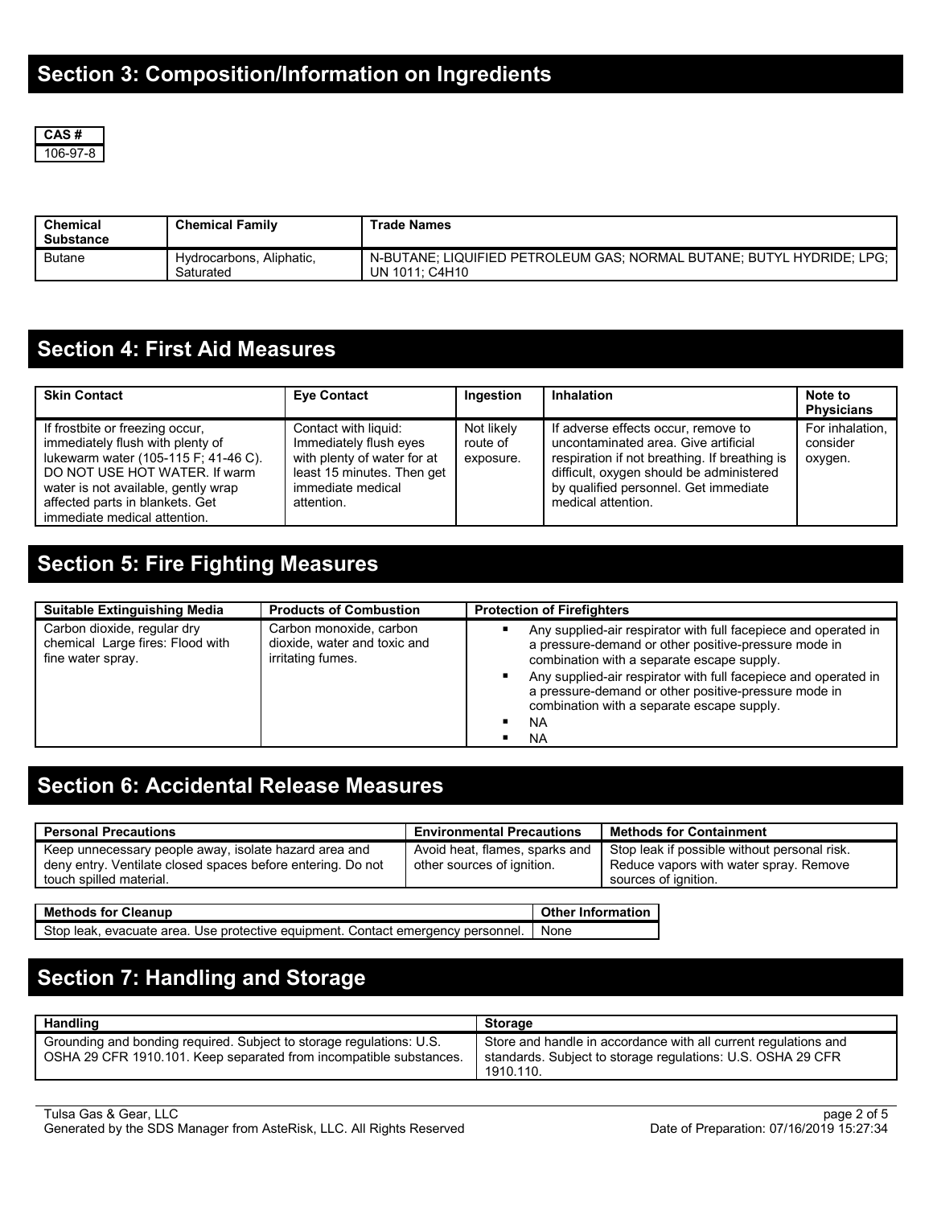## Section 3: Composition/Information on Ingredients

| CAS # |
|---|
| 106-97-8 |

| Chemical Substance | Chemical Family | Trade Names |
|---|---|---|
| Butane | Hydrocarbons, Aliphatic, Saturated | N-BUTANE; LIQUIFIED PETROLEUM GAS; NORMAL BUTANE; BUTYL HYDRIDE; LPG; UN 1011; C4H10 |

## Section 4: First Aid Measures

| Skin Contact | Eye Contact | Ingestion | Inhalation | Note to Physicians |
|---|---|---|---|---|
| If frostbite or freezing occur, immediately flush with plenty of lukewarm water (105-115 F; 41-46 C). DO NOT USE HOT WATER. If warm water is not available, gently wrap affected parts in blankets. Get immediate medical attention. | Contact with liquid: Immediately flush eyes with plenty of water for at least 15 minutes. Then get immediate medical attention. | Not likely route of exposure. | If adverse effects occur, remove to uncontaminated area. Give artificial respiration if not breathing. If breathing is difficult, oxygen should be administered by qualified personnel. Get immediate medical attention. | For inhalation, consider oxygen. |

## Section 5: Fire Fighting Measures

| Suitable Extinguishing Media | Products of Combustion | Protection of Firefighters |
|---|---|---|
| Carbon dioxide, regular dry chemical Large fires: Flood with fine water spray. | Carbon monoxide, carbon dioxide, water and toxic and irritating fumes. | ▪ Any supplied-air respirator with full facepiece and operated in a pressure-demand or other positive-pressure mode in combination with a separate escape supply.<br>▪ Any supplied-air respirator with full facepiece and operated in a pressure-demand or other positive-pressure mode in combination with a separate escape supply.<br>▪ NA<br>▪ NA |

## Section 6: Accidental Release Measures

| Personal Precautions | Environmental Precautions | Methods for Containment |
|---|---|---|
| Keep unnecessary people away, isolate hazard area and deny entry. Ventilate closed spaces before entering. Do not touch spilled material. | Avoid heat, flames, sparks and other sources of ignition. | Stop leak if possible without personal risk. Reduce vapors with water spray. Remove sources of ignition. |

| Methods for Cleanup | Other Information |
|---|---|
| Stop leak, evacuate area. Use protective equipment. Contact emergency personnel. | None |

## Section 7: Handling and Storage

| Handling | Storage |
|---|---|
| Grounding and bonding required. Subject to storage regulations: U.S. OSHA 29 CFR 1910.101. Keep separated from incompatible substances. | Store and handle in accordance with all current regulations and standards. Subject to storage regulations: U.S. OSHA 29 CFR 1910.110. |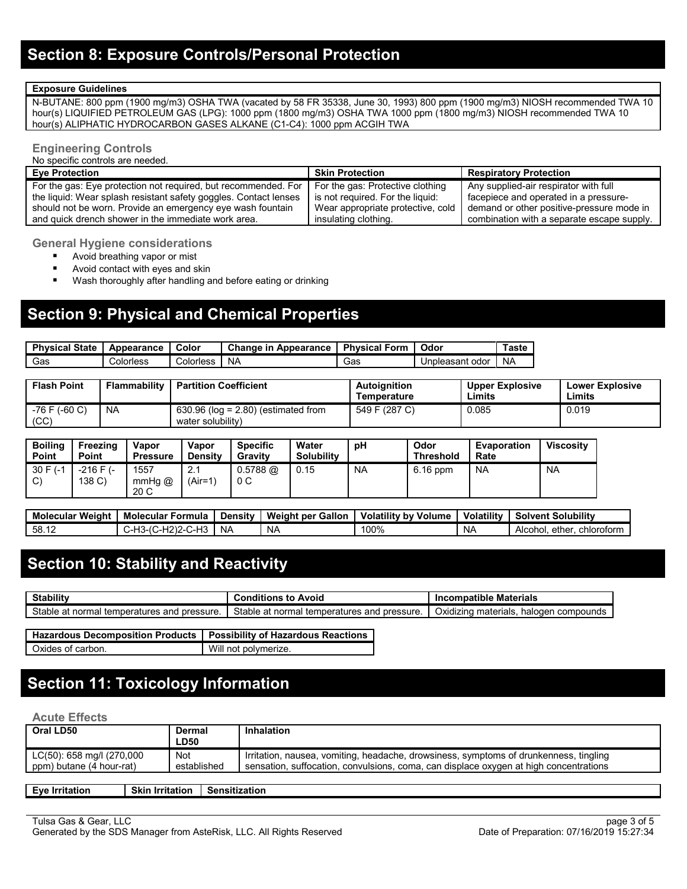## Section 8: Exposure Controls/Personal Protection

| Exposure Guidelines |
| --- |
| N-BUTANE: 800 ppm (1900 mg/m3) OSHA TWA (vacated by 58 FR 35338, June 30, 1993) 800 ppm (1900 mg/m3) NIOSH recommended TWA 10 hour(s) LIQUIFIED PETROLEUM GAS (LPG): 1000 ppm (1800 mg/m3) OSHA TWA 1000 ppm (1800 mg/m3) NIOSH recommended TWA 10 hour(s) ALIPHATIC HYDROCARBON GASES ALKANE (C1-C4): 1000 ppm ACGIH TWA |

### Engineering Controls

No specific controls are needed.

| Eye Protection | Skin Protection | Respiratory Protection |
| --- | --- | --- |
| For the gas: Eye protection not required, but recommended. For the liquid: Wear splash resistant safety goggles. Contact lenses should not be worn. Provide an emergency eye wash fountain and quick drench shower in the immediate work area. | For the gas: Protective clothing is not required. For the liquid: Wear appropriate protective, cold insulating clothing. | Any supplied-air respirator with full facepiece and operated in a pressure-demand or other positive-pressure mode in combination with a separate escape supply. |

### General Hygiene considerations

- Avoid breathing vapor or mist
- Avoid contact with eyes and skin
- Wash thoroughly after handling and before eating or drinking

## Section 9: Physical and Chemical Properties

| Physical State | Appearance | Color | Change in Appearance | Physical Form | Odor | Taste |
| --- | --- | --- | --- | --- | --- | --- |
| Gas | Colorless | Colorless | NA | Gas | Unpleasant odor | NA |

| Flash Point | Flammability | Partition Coefficient | Autoignition Temperature | Upper Explosive Limits | Lower Explosive Limits |
| --- | --- | --- | --- | --- | --- |
| -76 F (-60 C) (CC) | NA | 630.96 (log = 2.80) (estimated from water solubility) | 549 F (287 C) | 0.085 | 0.019 |

| Boiling Point | Freezing Point | Vapor Pressure | Vapor Density | Specific Gravity | Water Solubility | pH | Odor Threshold | Evaporation Rate | Viscosity |
| --- | --- | --- | --- | --- | --- | --- | --- | --- | --- |
| 30 F (-1 C) | -216 F (-138 C) | 1557 mmHg @ 20 C | 2.1 (Air=1) | 0.5788 @ 0 C | 0.15 | NA | 6.16 ppm | NA | NA |

| Molecular Weight | Molecular Formula | Density | Weight per Gallon | Volatility by Volume | Volatility | Solvent Solubility |
| --- | --- | --- | --- | --- | --- | --- |
| 58.12 | C-H3-(C-H2)2-C-H3 | NA | NA | 100% | NA | Alcohol, ether, chloroform |

## Section 10: Stability and Reactivity

| Stability | Conditions to Avoid | Incompatible Materials |
| --- | --- | --- |
| Stable at normal temperatures and pressure. | Stable at normal temperatures and pressure. | Oxidizing materials, halogen compounds |

| Hazardous Decomposition Products | Possibility of Hazardous Reactions |
| --- | --- |
| Oxides of carbon. | Will not polymerize. |

## Section 11: Toxicology Information

### Acute Effects

| Oral LD50 | Dermal LD50 | Inhalation |
| --- | --- | --- |
| LC(50): 658 mg/l (270,000 ppm) butane (4 hour-rat) | Not established | Irritation, nausea, vomiting, headache, drowsiness, symptoms of drunkenness, tingling sensation, suffocation, convulsions, coma, can displace oxygen at high concentrations |

| Eye Irritation | Skin Irritation | Sensitization |
| --- | --- | --- |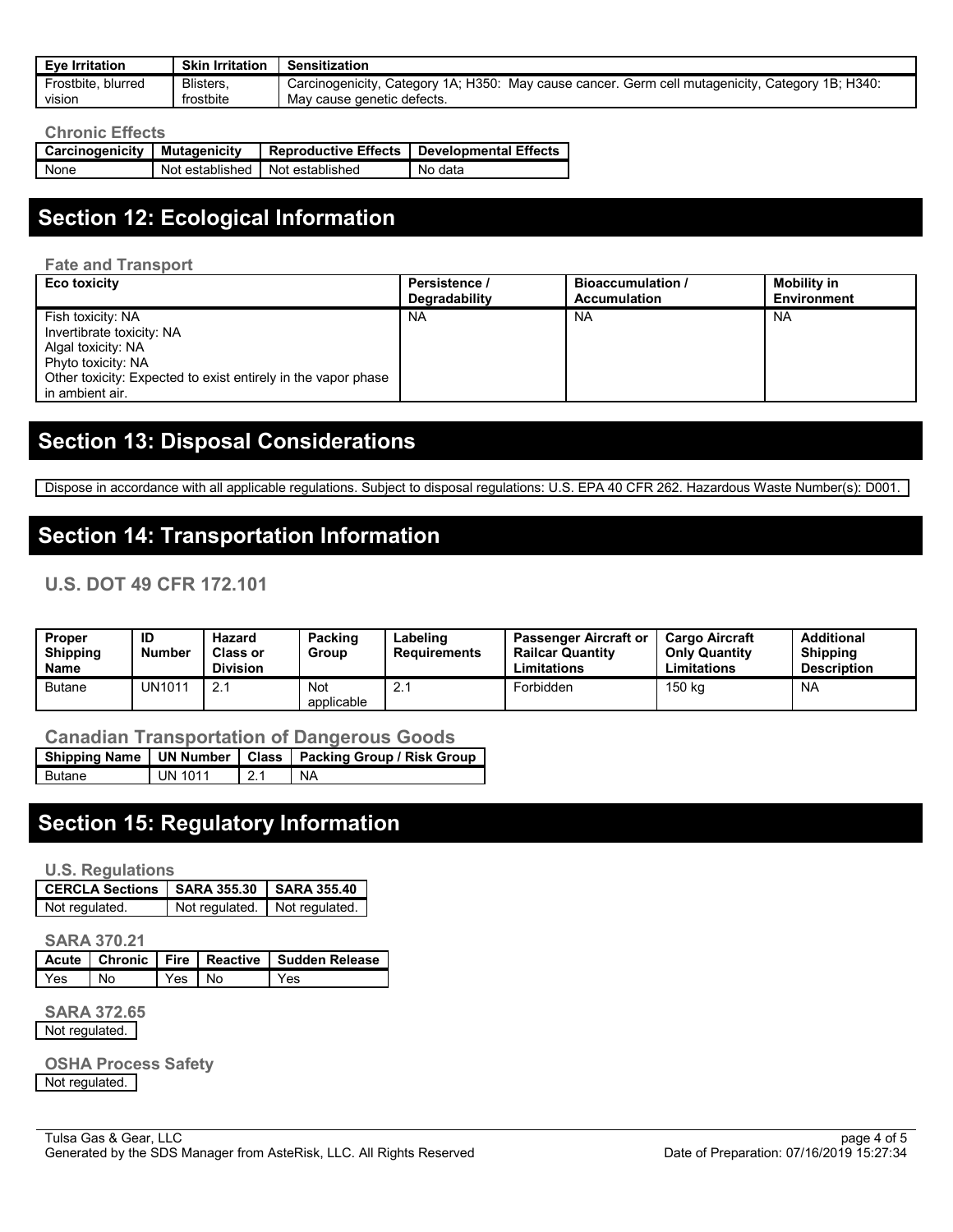| Eye Irritation | Skin Irritation | Sensitization |
| --- | --- | --- |
| Frostbite, blurred vision | Blisters, frostbite | Carcinogenicity, Category 1A; H350: May cause cancer. Germ cell mutagenicity, Category 1B; H340: May cause genetic defects. |

### Chronic Effects

| Carcinogenicity | Mutagenicity | Reproductive Effects | Developmental Effects |
| --- | --- | --- | --- |
| None | Not established | Not established | No data |

## Section 12: Ecological Information

### Fate and Transport

| Eco toxicity | Persistence / Degradability | Bioaccumulation / Accumulation | Mobility in Environment |
| --- | --- | --- | --- |
| Fish toxicity: NA<br>Invertibrate toxicity: NA<br>Algal toxicity: NA<br>Phyto toxicity: NA<br>Other toxicity: Expected to exist entirely in the vapor phase in ambient air. | NA | NA | NA |

## Section 13: Disposal Considerations

Dispose in accordance with all applicable regulations. Subject to disposal regulations: U.S. EPA 40 CFR 262. Hazardous Waste Number(s): D001.

## Section 14: Transportation Information

### U.S. DOT 49 CFR 172.101

| Proper Shipping Name | ID Number | Hazard Class or Division | Packing Group | Labeling Requirements | Passenger Aircraft or Railcar Quantity Limitations | Cargo Aircraft Only Quantity Limitations | Additional Shipping Description |
| --- | --- | --- | --- | --- | --- | --- | --- |
| Butane | UN1011 | 2.1 | Not applicable | 2.1 | Forbidden | 150 kg | NA |

### Canadian Transportation of Dangerous Goods

| Shipping Name | UN Number | Class | Packing Group / Risk Group |
| --- | --- | --- | --- |
| Butane | UN 1011 | 2.1 | NA |

## Section 15: Regulatory Information

### U.S. Regulations

| CERCLA Sections | SARA 355.30 | SARA 355.40 |
| --- | --- | --- |
| Not regulated. | Not regulated. | Not regulated. |

### SARA 370.21

| Acute | Chronic | Fire | Reactive | Sudden Release |
| --- | --- | --- | --- | --- |
| Yes | No | Yes | No | Yes |

### SARA 372.65

Not regulated.

### OSHA Process Safety

Not regulated.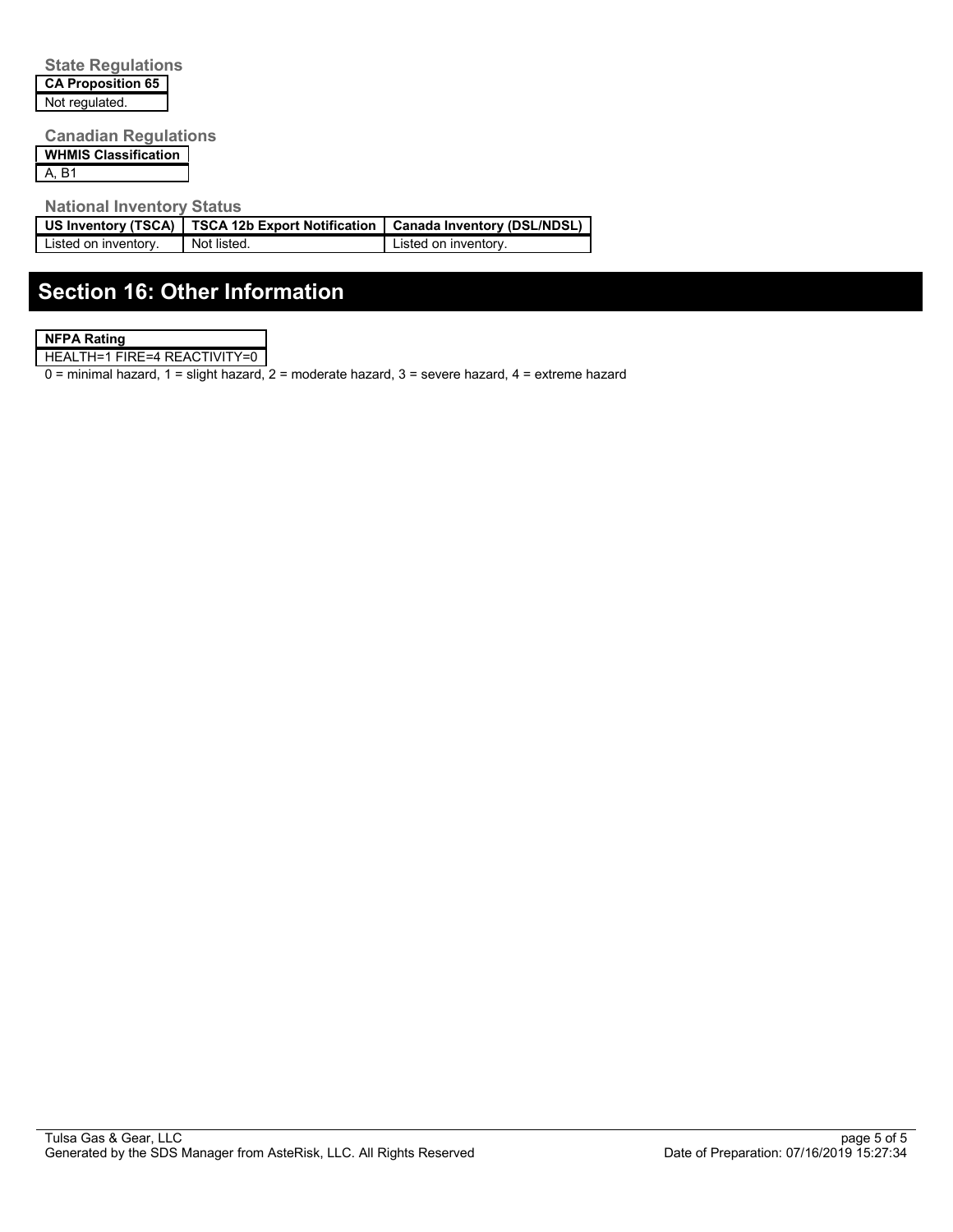### State Regulations

| CA Proposition 65 |
| --- |
| Not regulated. |

### Canadian Regulations

| WHMIS Classification |
| --- |
| A, B1 |

### National Inventory Status

| US Inventory (TSCA) | TSCA 12b Export Notification | Canada Inventory (DSL/NDSL) |
| --- | --- | --- |
| Listed on inventory. | Not listed. | Listed on inventory. |

## Section 16: Other Information

| NFPA Rating |
| --- |
| HEALTH=1 FIRE=4 REACTIVITY=0 |

0 = minimal hazard, 1 = slight hazard, 2 = moderate hazard, 3 = severe hazard, 4 = extreme hazard

Tulsa Gas & Gear, LLC
Generated by the SDS Manager from AsteRisk, LLC. All Rights Reserved

Date of Preparation: 07/16/2019 15:27:34